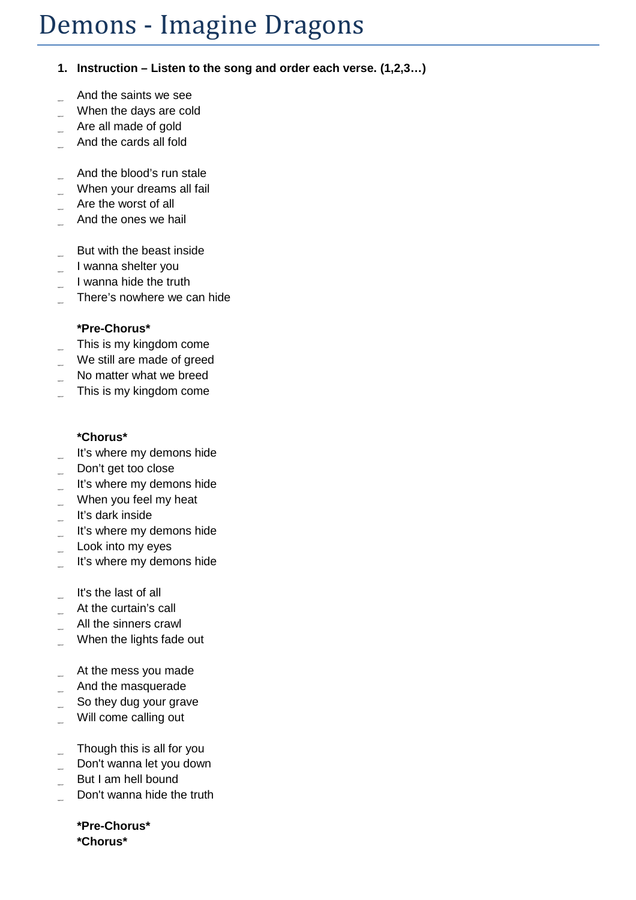# Demons - Imagine Dragons

1. **Instruction – Listen to the song and order each verse. (1,2,3…)**

_ And the saints we see
_ When the days are cold
_ Are all made of gold
_ And the cards all fold

_ And the blood's run stale
_ When your dreams all fail
_ Are the worst of all
_ And the ones we hail

_ But with the beast inside
_ I wanna shelter you
_ I wanna hide the truth
_ There's nowhere we can hide

**\*Pre-Chorus\***

_ This is my kingdom come
_ We still are made of greed
_ No matter what we breed
_ This is my kingdom come

**\*Chorus\***

_ It's where my demons hide
_ Don't get too close
_ It's where my demons hide
_ When you feel my heat
_ It's dark inside
_ It's where my demons hide
_ Look into my eyes
_ It's where my demons hide

_ It's the last of all
_ At the curtain's call
_ All the sinners crawl
_ When the lights fade out

_ At the mess you made
_ And the masquerade
_ So they dug your grave
_ Will come calling out

_ Though this is all for you
_ Don't wanna let you down
_ But I am hell bound
_ Don't wanna hide the truth

**\*Pre-Chorus\***
**\*Chorus\***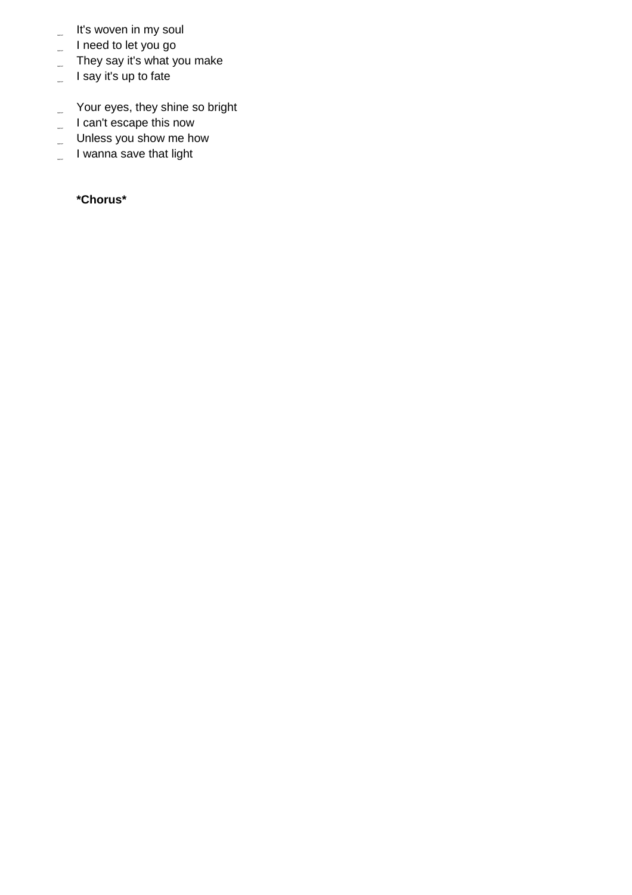- It's woven in my soul
- I need to let you go
- They say it's what you make
- I say it's up to fate

- Your eyes, they shine so bright
- I can't escape this now
- Unless you show me how
- I wanna save that light

**\*Chorus\***